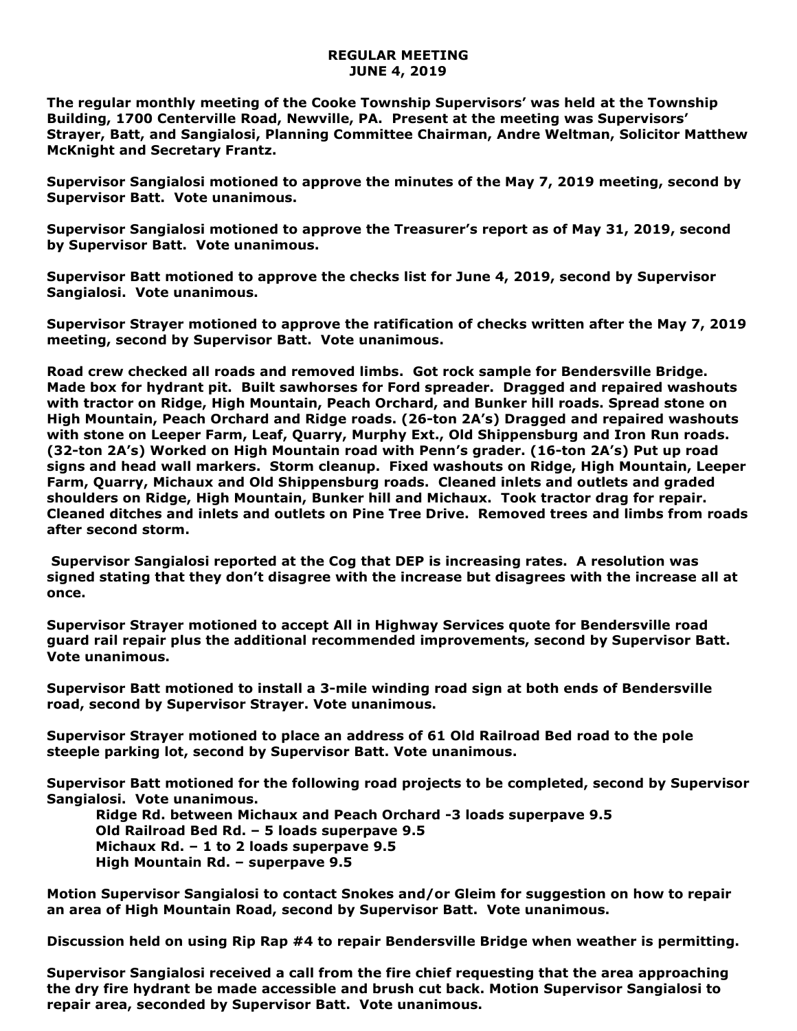# REGULAR MEETING
## JUNE 4, 2019

**The regular monthly meeting of the Cooke Township Supervisors' was held at the Township Building, 1700 Centerville Road, Newville, PA. Present at the meeting was Supervisors' Strayer, Batt, and Sangialosi, Planning Committee Chairman, Andre Weltman, Solicitor Matthew McKnight and Secretary Frantz.**

**Supervisor Sangialosi motioned to approve the minutes of the May 7, 2019 meeting, second by Supervisor Batt. Vote unanimous.**

**Supervisor Sangialosi motioned to approve the Treasurer's report as of May 31, 2019, second by Supervisor Batt. Vote unanimous.**

**Supervisor Batt motioned to approve the checks list for June 4, 2019, second by Supervisor Sangialosi. Vote unanimous.**

**Supervisor Strayer motioned to approve the ratification of checks written after the May 7, 2019 meeting, second by Supervisor Batt. Vote unanimous.**

**Road crew checked all roads and removed limbs. Got rock sample for Bendersville Bridge. Made box for hydrant pit. Built sawhorses for Ford spreader. Dragged and repaired washouts with tractor on Ridge, High Mountain, Peach Orchard, and Bunker hill roads. Spread stone on High Mountain, Peach Orchard and Ridge roads. (26-ton 2A's) Dragged and repaired washouts with stone on Leeper Farm, Leaf, Quarry, Murphy Ext., Old Shippensburg and Iron Run roads. (32-ton 2A's) Worked on High Mountain road with Penn's grader. (16-ton 2A's) Put up road signs and head wall markers. Storm cleanup. Fixed washouts on Ridge, High Mountain, Leeper Farm, Quarry, Michaux and Old Shippensburg roads. Cleaned inlets and outlets and graded shoulders on Ridge, High Mountain, Bunker hill and Michaux. Took tractor drag for repair. Cleaned ditches and inlets and outlets on Pine Tree Drive. Removed trees and limbs from roads after second storm.**

**Supervisor Sangialosi reported at the Cog that DEP is increasing rates. A resolution was signed stating that they don't disagree with the increase but disagrees with the increase all at once.**

**Supervisor Strayer motioned to accept All in Highway Services quote for Bendersville road guard rail repair plus the additional recommended improvements, second by Supervisor Batt. Vote unanimous.**

**Supervisor Batt motioned to install a 3-mile winding road sign at both ends of Bendersville road, second by Supervisor Strayer. Vote unanimous.**

**Supervisor Strayer motioned to place an address of 61 Old Railroad Bed road to the pole steeple parking lot, second by Supervisor Batt. Vote unanimous.**

**Supervisor Batt motioned for the following road projects to be completed, second by Supervisor Sangialosi. Vote unanimous.**

- **Ridge Rd. between Michaux and Peach Orchard -3 loads superpave 9.5**
- **Old Railroad Bed Rd. – 5 loads superpave 9.5**
- **Michaux Rd. – 1 to 2 loads superpave 9.5**
- **High Mountain Rd. – superpave 9.5**

**Motion Supervisor Sangialosi to contact Snokes and/or Gleim for suggestion on how to repair an area of High Mountain Road, second by Supervisor Batt. Vote unanimous.**

**Discussion held on using Rip Rap #4 to repair Bendersville Bridge when weather is permitting.**

**Supervisor Sangialosi received a call from the fire chief requesting that the area approaching the dry fire hydrant be made accessible and brush cut back. Motion Supervisor Sangialosi to repair area, seconded by Supervisor Batt. Vote unanimous.**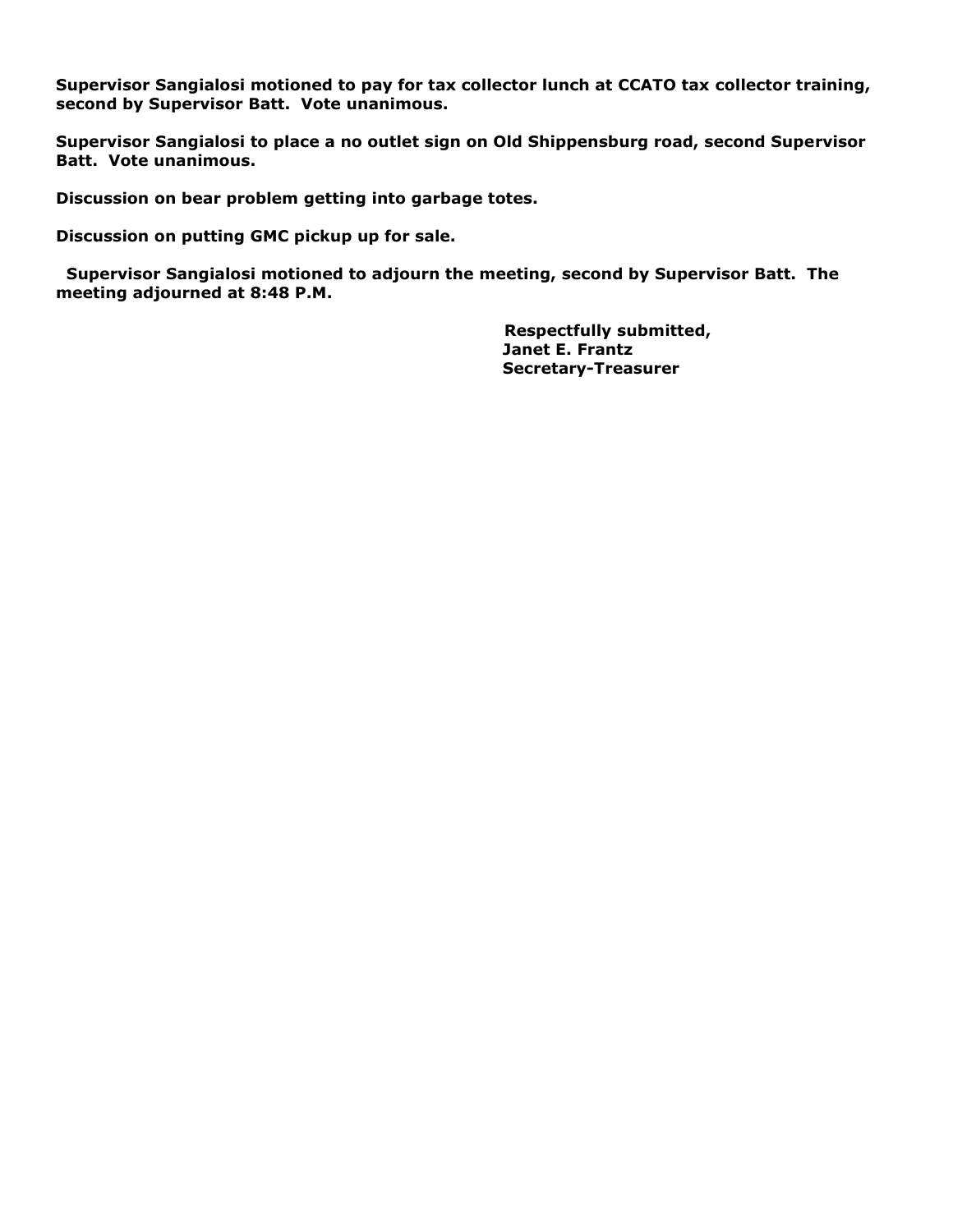**Supervisor Sangialosi motioned to pay for tax collector lunch at CCATO tax collector training, second by Supervisor Batt. Vote unanimous.**

**Supervisor Sangialosi to place a no outlet sign on Old Shippensburg road, second Supervisor Batt. Vote unanimous.**

**Discussion on bear problem getting into garbage totes.**

**Discussion on putting GMC pickup up for sale.**

**Supervisor Sangialosi motioned to adjourn the meeting, second by Supervisor Batt. The meeting adjourned at 8:48 P.M.**

**Respectfully submitted,**
**Janet E. Frantz**
**Secretary-Treasurer**